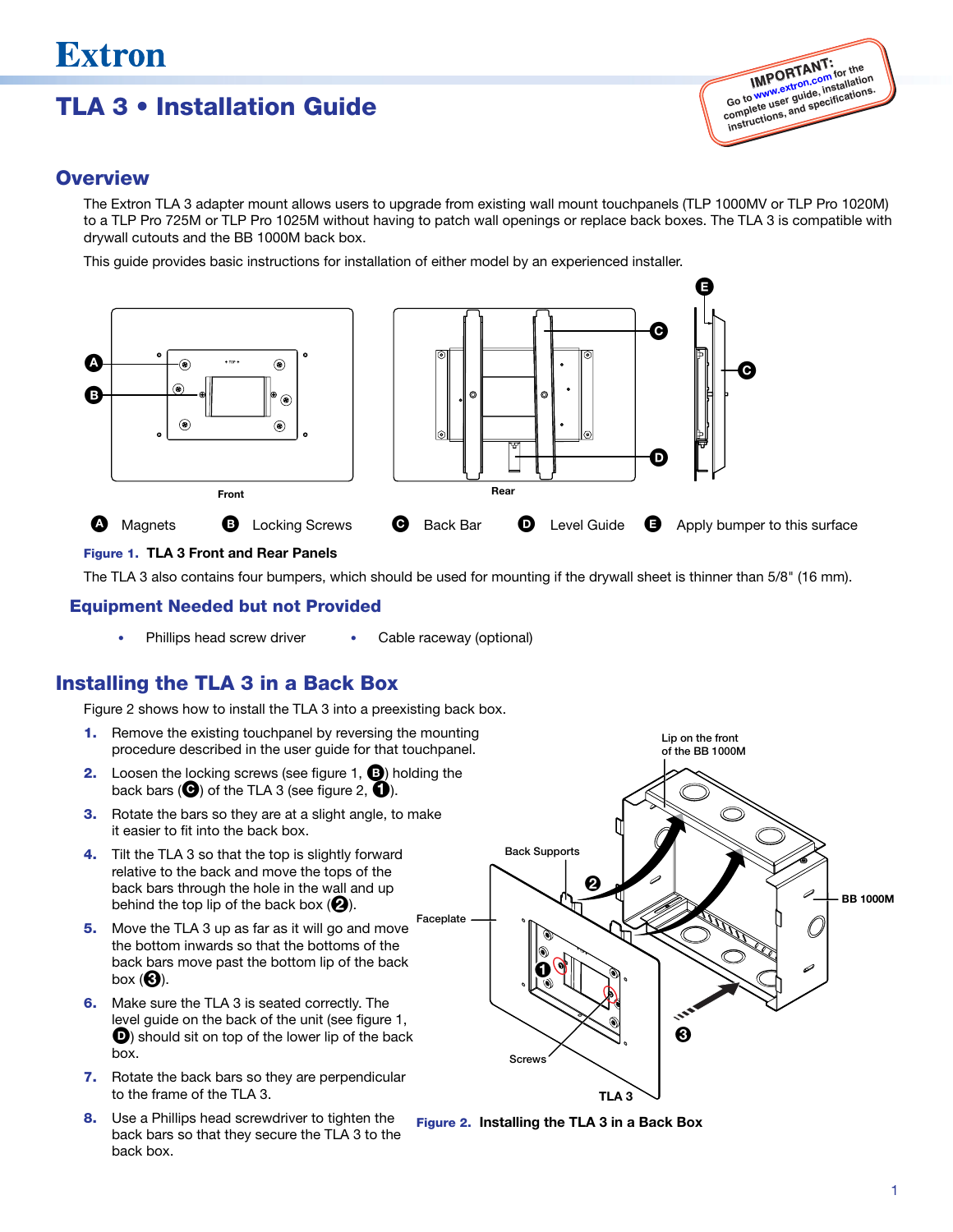# Extron

# TLA 3 • Installation Guide

**IMPORTANT:** Go to www.extron.com for the complete user guide, installation instructions, and specifications.

## Overview

The Extron TLA 3 adapter mount allows users to upgrade from existing wall mount touchpanels (TLP 1000MV or TLP Pro 1020M) to a TLP Pro 725M or TLP Pro 1025M without having to patch wall openings or replace back boxes. The TLA 3 is compatible with drywall cutouts and the BB 1000M back box.

This guide provides basic instructions for installation of either model by an experienced installer.

Front | Rear

**A** Magnets **B** Locking Screws **C** Back Bar **D** Level Guide **E** Apply bumper to this surface

**Figure 1. TLA 3 Front and Rear Panels**

The TLA 3 also contains four bumpers, which should be used for mounting if the drywall sheet is thinner than 5/8" (16 mm).

### Equipment Needed but not Provided

- Phillips head screw driver
- Cable raceway (optional)

## Installing the TLA 3 in a Back Box

Figure 2 shows how to install the TLA 3 into a preexisting back box.

1. Remove the existing touchpanel by reversing the mounting procedure described in the user guide for that touchpanel.
2. Loosen the locking screws (see figure 1, **B**) holding the back bars (**C**) of the TLA 3 (see figure 2, **1**).
3. Rotate the bars so they are at a slight angle, to make it easier to fit into the back box.
4. Tilt the TLA 3 so that the top is slightly forward relative to the back and move the tops of the back bars through the hole in the wall and up behind the top lip of the back box (**2**).
5. Move the TLA 3 up as far as it will go and move the bottom inwards so that the bottoms of the back bars move past the bottom lip of the back box (**3**).
6. Make sure the TLA 3 is seated correctly. The level guide on the back of the unit (see figure 1, **D**) should sit on top of the lower lip of the back box.
7. Rotate the back bars so they are perpendicular to the frame of the TLA 3.
8. Use a Phillips head screwdriver to tighten the back bars so that they secure the TLA 3 to the back box.

Lip on the front of the BB 1000M | Back Supports | Faceplate | BB 1000M | Screws | TLA 3

**Figure 2. Installing the TLA 3 in a Back Box**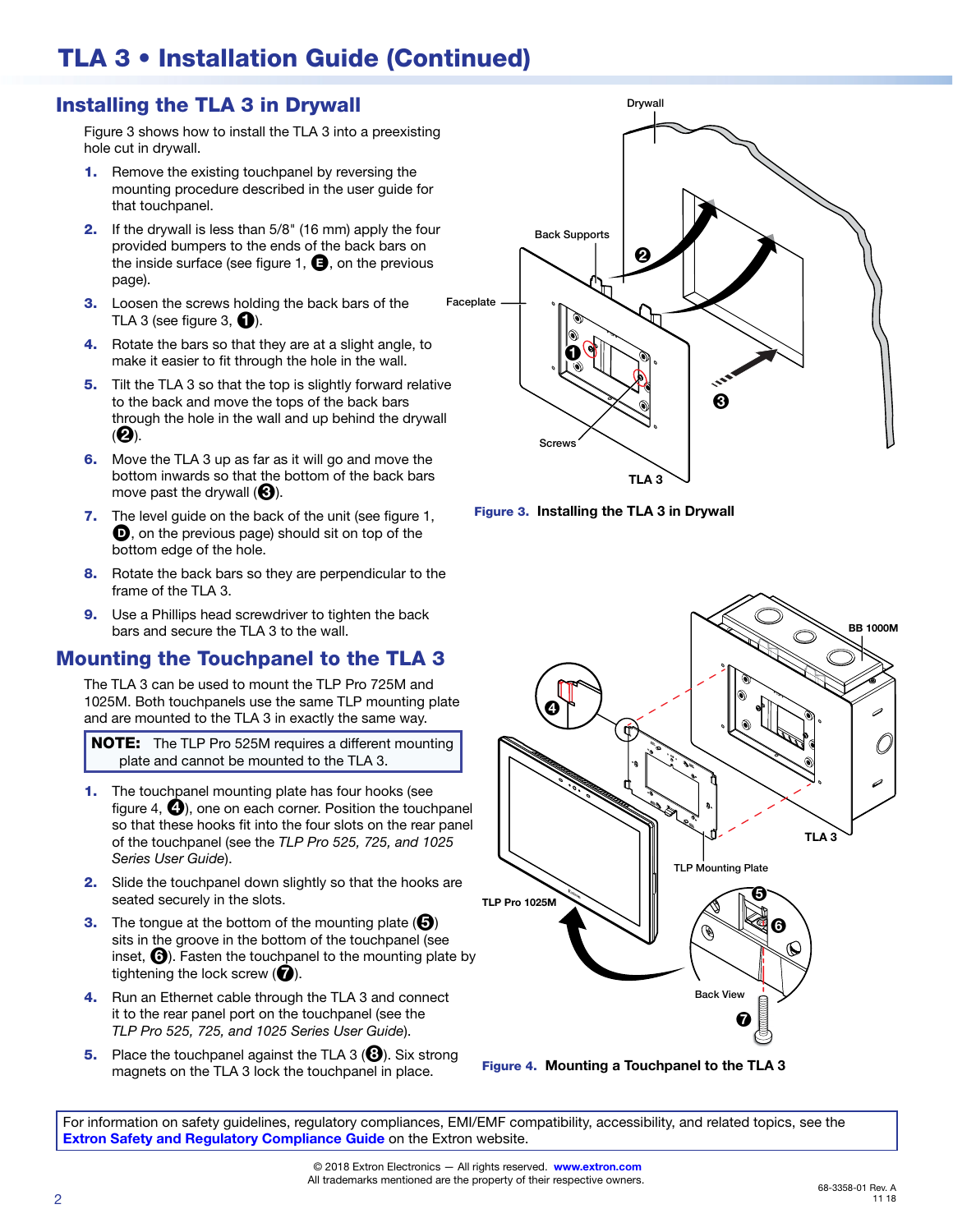# TLA 3 • Installation Guide (Continued)

## Installing the TLA 3 in Drywall

Figure 3 shows how to install the TLA 3 into a preexisting hole cut in drywall.

1. Remove the existing touchpanel by reversing the mounting procedure described in the user guide for that touchpanel.
2. If the drywall is less than 5/8" (16 mm) apply the four provided bumpers to the ends of the back bars on the inside surface (see figure 1, **E**, on the previous page).
3. Loosen the screws holding the back bars of the TLA 3 (see figure 3, **1**).
4. Rotate the bars so that they are at a slight angle, to make it easier to fit through the hole in the wall.
5. Tilt the TLA 3 so that the top is slightly forward relative to the back and move the tops of the back bars through the hole in the wall and up behind the drywall (**2**).
6. Move the TLA 3 up as far as it will go and move the bottom inwards so that the bottom of the back bars move past the drywall (**3**).
7. The level guide on the back of the unit (see figure 1, **D**, on the previous page) should sit on top of the bottom edge of the hole.
8. Rotate the back bars so they are perpendicular to the frame of the TLA 3.
9. Use a Phillips head screwdriver to tighten the back bars and secure the TLA 3 to the wall.

Drywall
Back Supports
Faceplate
Screws
TLA 3

**Figure 3. Installing the TLA 3 in Drywall**

## Mounting the Touchpanel to the TLA 3

The TLA 3 can be used to mount the TLP Pro 725M and 1025M. Both touchpanels use the same TLP mounting plate and are mounted to the TLA 3 in exactly the same way.

> **NOTE:** The TLP Pro 525M requires a different mounting plate and cannot be mounted to the TLA 3.

1. The touchpanel mounting plate has four hooks (see figure 4, **4**), one on each corner. Position the touchpanel so that these hooks fit into the four slots on the rear panel of the touchpanel (see the *TLP Pro 525, 725, and 1025 Series User Guide*).
2. Slide the touchpanel down slightly so that the hooks are seated securely in the slots.
3. The tongue at the bottom of the mounting plate (**5**) sits in the groove in the bottom of the touchpanel (see inset, **6**). Fasten the touchpanel to the mounting plate by tightening the lock screw (**7**).
4. Run an Ethernet cable through the TLA 3 and connect it to the rear panel port on the touchpanel (see the *TLP Pro 525, 725, and 1025 Series User Guide*).
5. Place the touchpanel against the TLA 3 (**8**). Six strong magnets on the TLA 3 lock the touchpanel in place.

BB 1000M
TLA 3
TLP Mounting Plate
TLP Pro 1025M
Back View

**Figure 4. Mounting a Touchpanel to the TLA 3**

For information on safety guidelines, regulatory compliances, EMI/EMF compatibility, accessibility, and related topics, see the **Extron Safety and Regulatory Compliance Guide** on the Extron website.

© 2018 Extron Electronics — All rights reserved. **www.extron.com**
All trademarks mentioned are the property of their respective owners.

68-3358-01 Rev. A
11 18